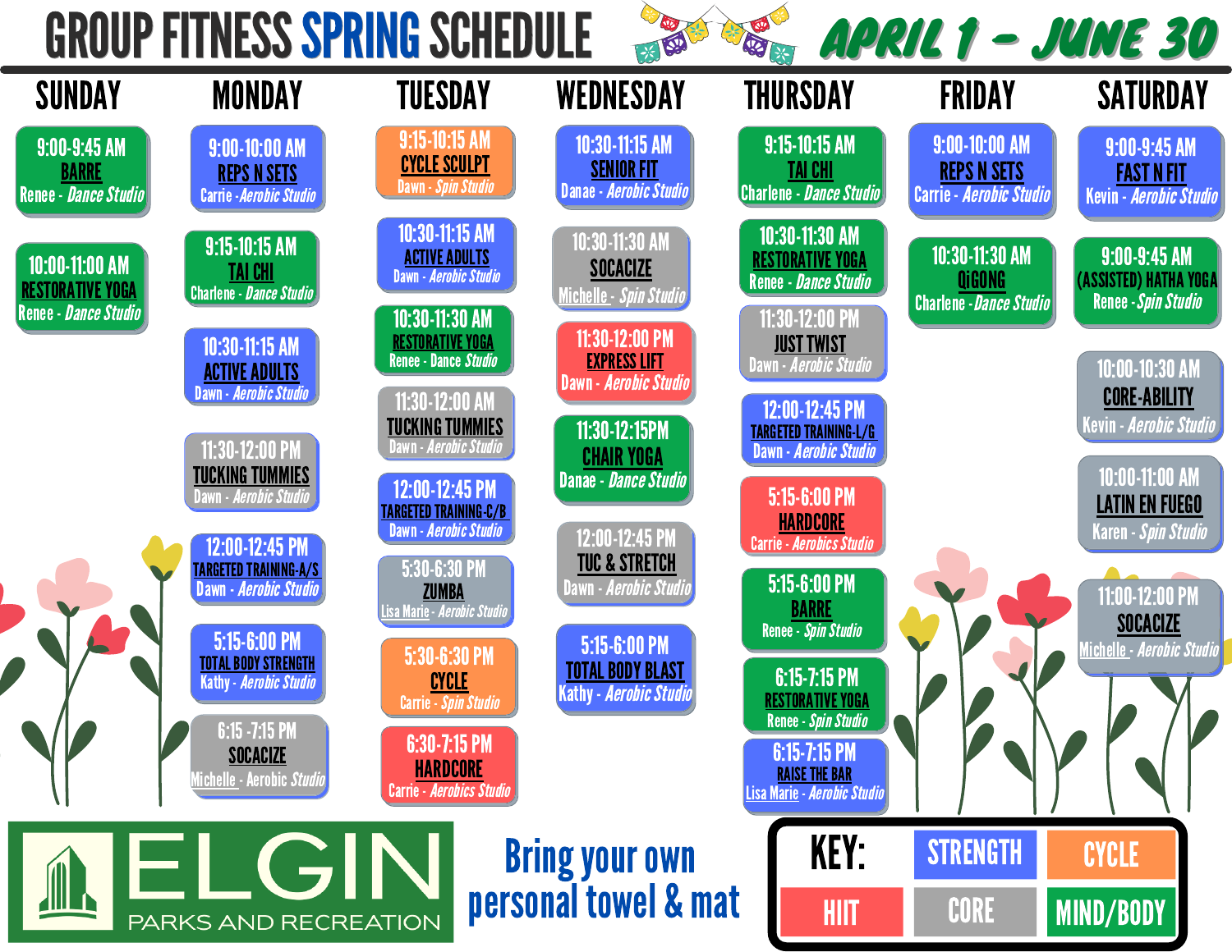# GROUP FITNESS SPRING SCHEDULE

## APRIL 1 – JUNE 30

### SUNDAY

- **9:00-9:45 AM** — BARRE — Renee - Dance Studio
- **10:00-11:00 AM** — RESTORATIVE YOGA — Renee - Dance Studio

### MONDAY

- **9:00-10:00 AM** — REPS N SETS — Carrie - Aerobic Studio
- **9:15-10:15 AM** — TAI CHI — Charlene - Dance Studio
- **10:30-11:15 AM** — ACTIVE ADULTS — Dawn - Aerobic Studio
- **11:30-12:00 PM** — TUCKING TUMMIES — Dawn - Aerobic Studio
- **12:00-12:45 PM** — TARGETED TRAINING-A/S — Dawn - Aerobic Studio
- **5:15-6:00 PM** — TOTAL BODY STRENGTH — Kathy - Aerobic Studio
- **6:15 -7:15 PM** — SOCACIZE — Michelle - Aerobic Studio

### TUESDAY

- **9:15-10:15 AM** — CYCLE SCULPT — Dawn - Spin Studio
- **10:30-11:15 AM** — ACTIVE ADULTS — Dawn - Aerobic Studio
- **10:30-11:30 AM** — RESTORATIVE YOGA — Renee - Dance Studio
- **11:30-12:00 AM** — TUCKING TUMMIES — Dawn - Aerobic Studio
- **12:00-12:45 PM** — TARGETED TRAINING-C/B — Dawn - Aerobic Studio
- **5:30-6:30 PM** — ZUMBA — Lisa Marie - Aerobic Studio
- **5:30-6:30 PM** — CYCLE — Carrie - Spin Studio
- **6:30-7:15 PM** — HARDCORE — Carrie - Aerobics Studio

### WEDNESDAY

- **10:30-11:15 AM** — SENIOR FIT — Danae - Aerobic Studio
- **10:30-11:30 AM** — SOCACIZE — Michelle - Spin Studio
- **11:30-12:00 PM** — EXPRESS LIFT — Dawn - Aerobic Studio
- **11:30-12:15PM** — CHAIR YOGA — Danae - Dance Studio
- **12:00-12:45 PM** — TUC & STRETCH — Dawn - Aerobic Studio
- **5:15-6:00 PM** — TOTAL BODY BLAST — Kathy - Aerobic Studio

### THURSDAY

- **9:15-10:15 AM** — TAI CHI — Charlene - Dance Studio
- **10:30-11:30 AM** — RESTORATIVE YOGA — Renee - Dance Studio
- **11:30-12:00 PM** — JUST TWIST — Dawn - Aerobic Studio
- **12:00-12:45 PM** — TARGETED TRAINING-L/G — Dawn - Aerobic Studio
- **5:15-6:00 PM** — HARDCORE — Carrie - Aerobics Studio
- **5:15-6:00 PM** — BARRE — Renee - Spin Studio
- **6:15-7:15 PM** — RESTORATIVE YOGA — Renee - Spin Studio
- **6:15-7:15 PM** — RAISE THE BAR — Lisa Marie - Aerobic Studio

### FRIDAY

- **9:00-10:00 AM** — REPS N SETS — Carrie - Aerobic Studio
- **10:30-11:30 AM** — QIGONG — Charlene - Dance Studio

### SATURDAY

- **9:00-9:45 AM** — FAST N FIT — Kevin - Aerobic Studio
- **9:00-9:45 AM** — (ASSISTED) HATHA YOGA — Renee - Spin Studio
- **10:00-10:30 AM** — CORE-ABILITY — Kevin - Aerobic Studio
- **10:00-11:00 AM** — LATIN EN FUEGO — Karen - Spin Studio
- **11:00-12:00 PM** — SOCACIZE — Michelle - Aerobic Studio

ELGIN PARKS AND RECREATION

Bring your own personal towel & mat

**KEY:** STRENGTH | CYCLE | HIIT | CORE | MIND/BODY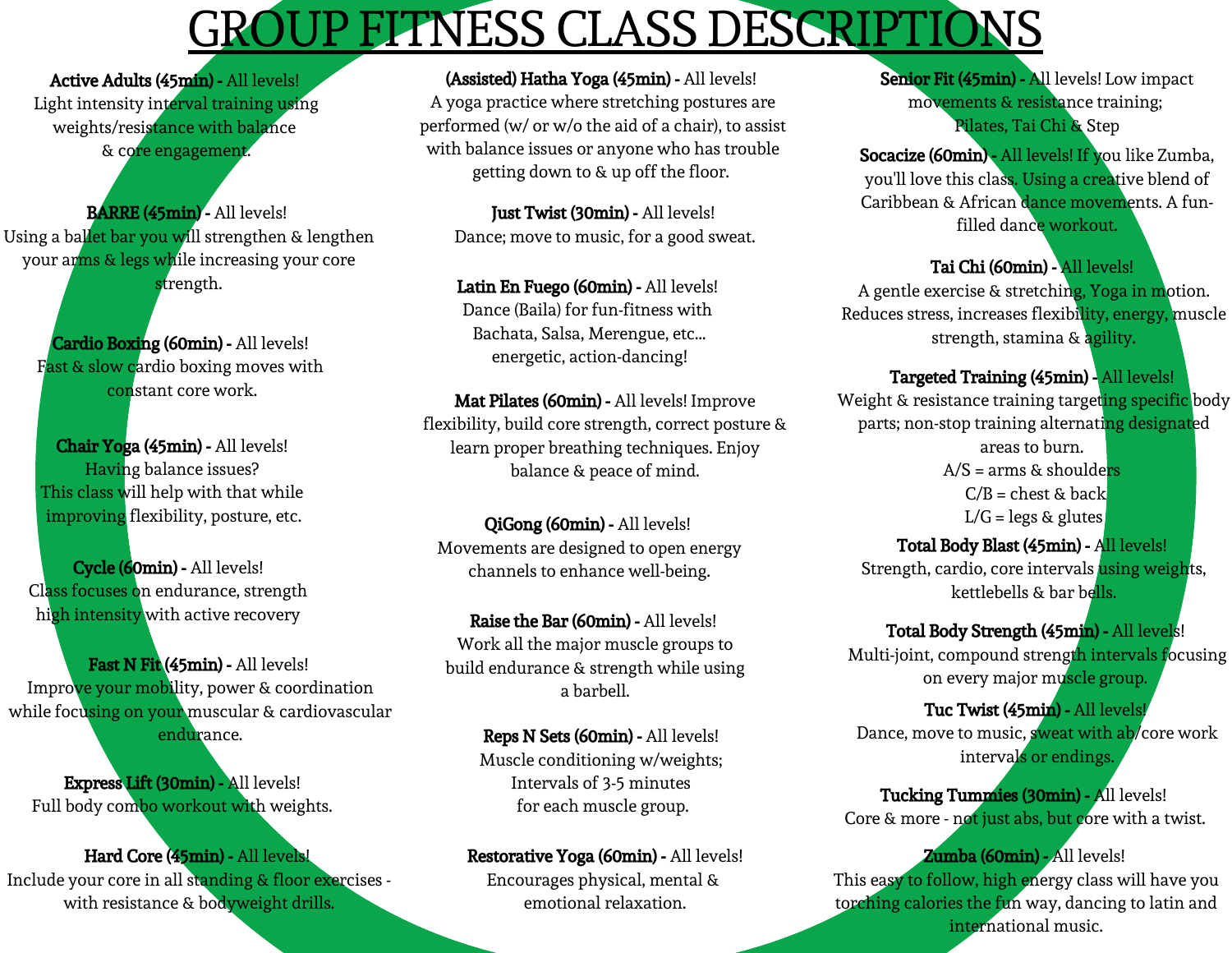# GROUP FITNESS CLASS DESCRIPTIONS

**Active Adults (45min) -** All levels!
Light intensity interval training using weights/resistance with balance & core engagement.

**BARRE (45min) -** All levels!
Using a ballet bar you will strengthen & lengthen your arms & legs while increasing your core strength.

**Cardio Boxing (60min) -** All levels!
Fast & slow cardio boxing moves with constant core work.

**Chair Yoga (45min) -** All levels!
Having balance issues?
This class will help with that while improving flexibility, posture, etc.

**Cycle (60min) -** All levels!
Class focuses on endurance, strength high intensity with active recovery

**Fast N Fit (45min) -** All levels!
Improve your mobility, power & coordination while focusing on your muscular & cardiovascular endurance.

**Express Lift (30min) -** All levels!
Full body combo workout with weights.

**Hard Core (45min) -** All levels!
Include your core in all standing & floor exercises - with resistance & bodyweight drills.

**(Assisted) Hatha Yoga (45min) -** All levels!
A yoga practice where stretching postures are performed (w/ or w/o the aid of a chair), to assist with balance issues or anyone who has trouble getting down to & up off the floor.

**Just Twist (30min) -** All levels!
Dance; move to music, for a good sweat.

**Latin En Fuego (60min) -** All levels!
Dance (Baila) for fun-fitness with Bachata, Salsa, Merengue, etc... energetic, action-dancing!

**Mat Pilates (60min) -** All levels! Improve flexibility, build core strength, correct posture & learn proper breathing techniques. Enjoy balance & peace of mind.

**QiGong (60min) -** All levels!
Movements are designed to open energy channels to enhance well-being.

**Raise the Bar (60min) -** All levels!
Work all the major muscle groups to build endurance & strength while using a barbell.

**Reps N Sets (60min) -** All levels!
Muscle conditioning w/weights;
Intervals of 3-5 minutes for each muscle group.

**Restorative Yoga (60min) -** All levels!
Encourages physical, mental & emotional relaxation.

**Senior Fit (45min) -** All levels! Low impact movements & resistance training;
Pilates, Tai Chi & Step

**Socacize (60min) -** All levels! If you like Zumba, you'll love this class. Using a creative blend of Caribbean & African dance movements. A fun-filled dance workout.

**Tai Chi (60min) -** All levels!
A gentle exercise & stretching, Yoga in motion. Reduces stress, increases flexibility, energy, muscle strength, stamina & agility.

**Targeted Training (45min) -** All levels!
Weight & resistance training targeting specific body parts; non-stop training alternating designated areas to burn.
A/S = arms & shoulders
C/B = chest & back
L/G = legs & glutes

**Total Body Blast (45min) -** All levels!
Strength, cardio, core intervals using weights, kettlebells & bar bells.

**Total Body Strength (45min) -** All levels!
Multi-joint, compound strength intervals focusing on every major muscle group.

**Tuc Twist (45min) -** All levels!
Dance, move to music, sweat with ab/core work intervals or endings.

**Tucking Tummies (30min) -** All levels!
Core & more - not just abs, but core with a twist.

**Zumba (60min) -** All levels!
This easy to follow, high energy class will have you torching calories the fun way, dancing to latin and international music.